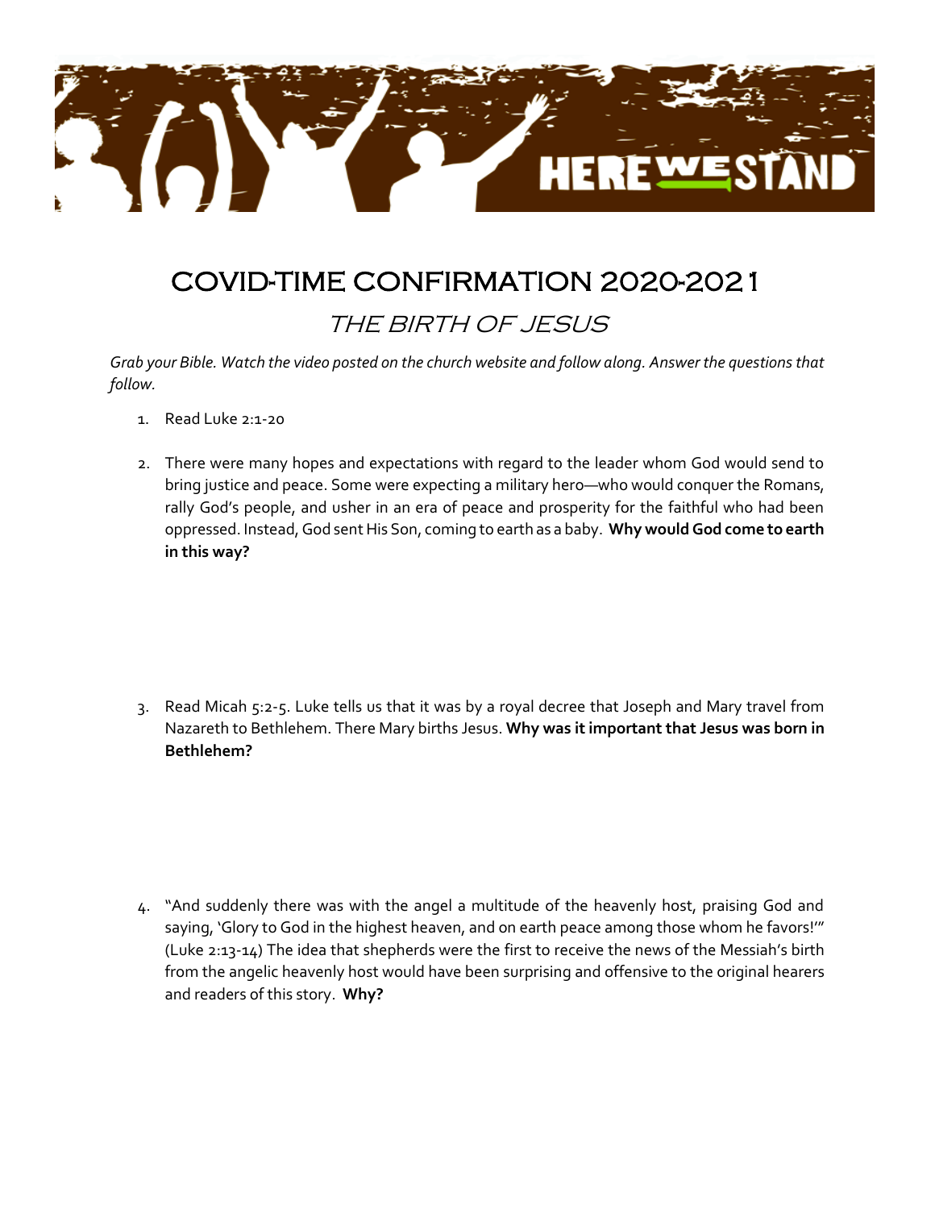HERE WE STAND

# COVID-TIME CONFIRMATION 2020-2021

## THE BIRTH OF JESUS

*Grab your Bible. Watch the video posted on the church website and follow along. Answer the questions that follow.*

1. Read Luke 2:1-20

2. There were many hopes and expectations with regard to the leader whom God would send to bring justice and peace. Some were expecting a military hero—who would conquer the Romans, rally God's people, and usher in an era of peace and prosperity for the faithful who had been oppressed. Instead, God sent His Son, coming to earth as a baby. **Why would God come to earth in this way?**

3. Read Micah 5:2-5. Luke tells us that it was by a royal decree that Joseph and Mary travel from Nazareth to Bethlehem. There Mary births Jesus. **Why was it important that Jesus was born in Bethlehem?**

4. "And suddenly there was with the angel a multitude of the heavenly host, praising God and saying, 'Glory to God in the highest heaven, and on earth peace among those whom he favors!'" (Luke 2:13-14) The idea that shepherds were the first to receive the news of the Messiah's birth from the angelic heavenly host would have been surprising and offensive to the original hearers and readers of this story. **Why?**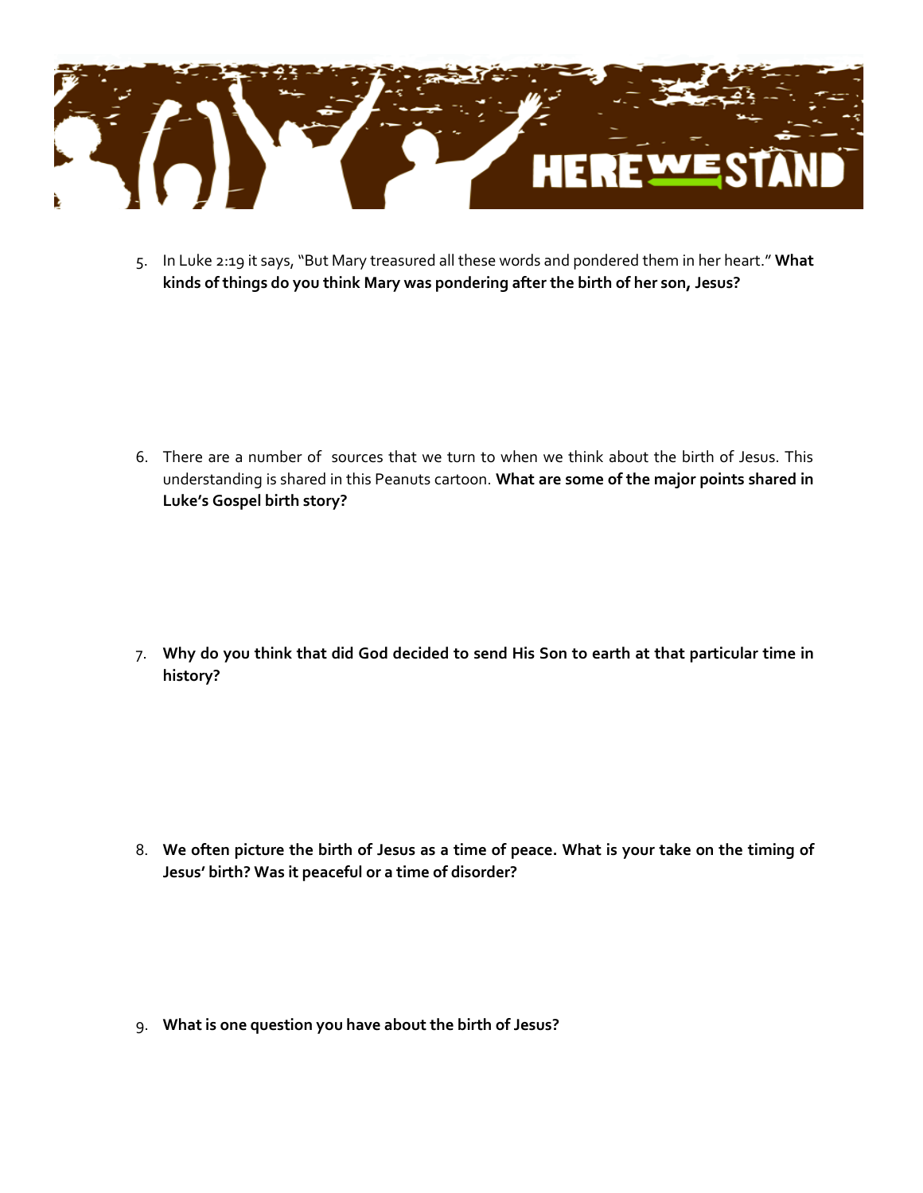5. In Luke 2:19 it says, "But Mary treasured all these words and pondered them in her heart." **What kinds of things do you think Mary was pondering after the birth of her son, Jesus?**

6. There are a number of sources that we turn to when we think about the birth of Jesus. This understanding is shared in this Peanuts cartoon. **What are some of the major points shared in Luke's Gospel birth story?**

7. **Why do you think that did God decided to send His Son to earth at that particular time in history?**

8. **We often picture the birth of Jesus as a time of peace. What is your take on the timing of Jesus' birth? Was it peaceful or a time of disorder?**

9. **What is one question you have about the birth of Jesus?**